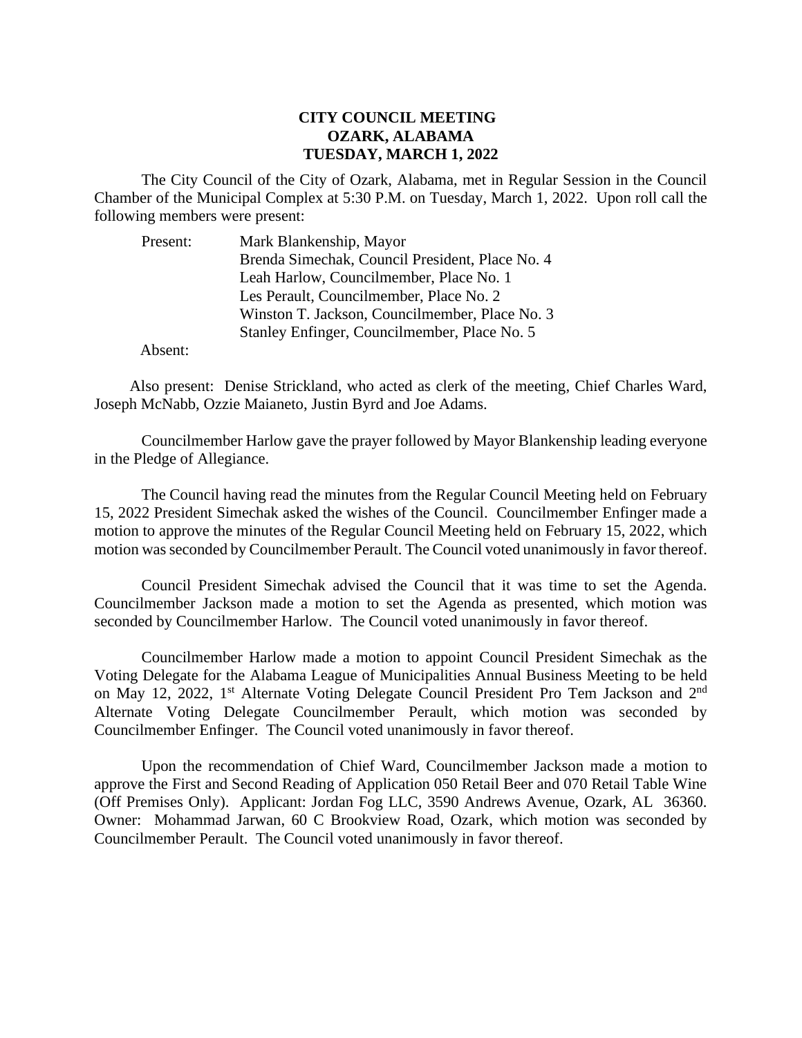**CITY COUNCIL MEETING**
**OZARK, ALABAMA**
**TUESDAY, MARCH 1, 2022**

The City Council of the City of Ozark, Alabama, met in Regular Session in the Council Chamber of the Municipal Complex at 5:30 P.M. on Tuesday, March 1, 2022. Upon roll call the following members were present:

Present: Mark Blankenship, Mayor
Brenda Simechak, Council President, Place No. 4
Leah Harlow, Councilmember, Place No. 1
Les Perault, Councilmember, Place No. 2
Winston T. Jackson, Councilmember, Place No. 3
Stanley Enfinger, Councilmember, Place No. 5

Absent:

Also present: Denise Strickland, who acted as clerk of the meeting, Chief Charles Ward, Joseph McNabb, Ozzie Maianeto, Justin Byrd and Joe Adams.

Councilmember Harlow gave the prayer followed by Mayor Blankenship leading everyone in the Pledge of Allegiance.

The Council having read the minutes from the Regular Council Meeting held on February 15, 2022 President Simechak asked the wishes of the Council. Councilmember Enfinger made a motion to approve the minutes of the Regular Council Meeting held on February 15, 2022, which motion was seconded by Councilmember Perault. The Council voted unanimously in favor thereof.

Council President Simechak advised the Council that it was time to set the Agenda. Councilmember Jackson made a motion to set the Agenda as presented, which motion was seconded by Councilmember Harlow. The Council voted unanimously in favor thereof.

Councilmember Harlow made a motion to appoint Council President Simechak as the Voting Delegate for the Alabama League of Municipalities Annual Business Meeting to be held on May 12, 2022, 1st Alternate Voting Delegate Council President Pro Tem Jackson and 2nd Alternate Voting Delegate Councilmember Perault, which motion was seconded by Councilmember Enfinger. The Council voted unanimously in favor thereof.

Upon the recommendation of Chief Ward, Councilmember Jackson made a motion to approve the First and Second Reading of Application 050 Retail Beer and 070 Retail Table Wine (Off Premises Only). Applicant: Jordan Fog LLC, 3590 Andrews Avenue, Ozark, AL 36360. Owner: Mohammad Jarwan, 60 C Brookview Road, Ozark, which motion was seconded by Councilmember Perault. The Council voted unanimously in favor thereof.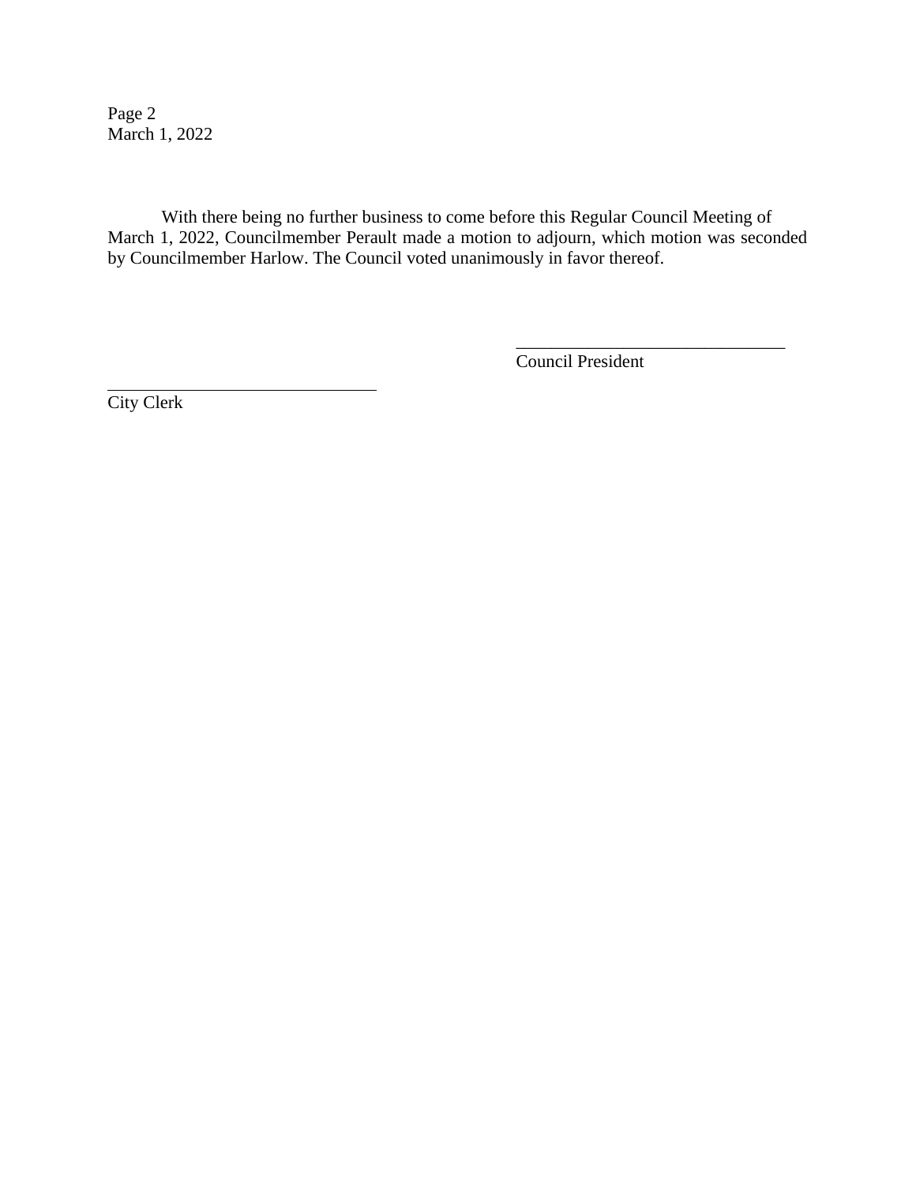With there being no further business to come before this Regular Council Meeting of March 1, 2022, Councilmember Perault made a motion to adjourn, which motion was seconded by Councilmember Harlow. The Council voted unanimously in favor thereof.

_______________________________
Council President

_______________________________
City Clerk